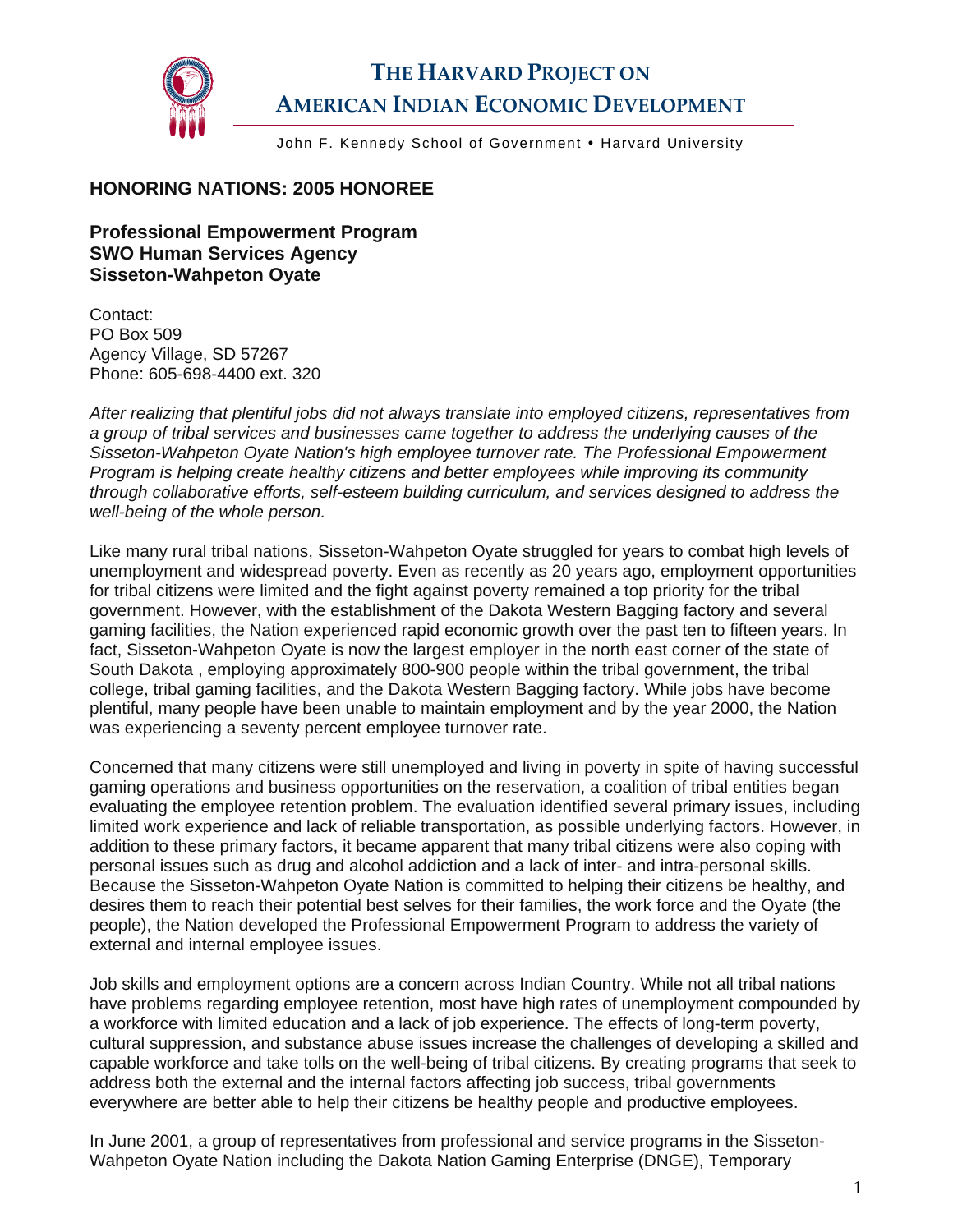# THE HARVARD PROJECT ON AMERICAN INDIAN ECONOMIC DEVELOPMENT

John F. Kennedy School of Government • Harvard University

## HONORING NATIONS: 2005 HONOREE

**Professional Empowerment Program**
**SWO Human Services Agency**
**Sisseton-Wahpeton Oyate**

Contact:
PO Box 509
Agency Village, SD 57267
Phone: 605-698-4400 ext. 320

*After realizing that plentiful jobs did not always translate into employed citizens, representatives from a group of tribal services and businesses came together to address the underlying causes of the Sisseton-Wahpeton Oyate Nation's high employee turnover rate. The Professional Empowerment Program is helping create healthy citizens and better employees while improving its community through collaborative efforts, self-esteem building curriculum, and services designed to address the well-being of the whole person.*

Like many rural tribal nations, Sisseton-Wahpeton Oyate struggled for years to combat high levels of unemployment and widespread poverty. Even as recently as 20 years ago, employment opportunities for tribal citizens were limited and the fight against poverty remained a top priority for the tribal government. However, with the establishment of the Dakota Western Bagging factory and several gaming facilities, the Nation experienced rapid economic growth over the past ten to fifteen years. In fact, Sisseton-Wahpeton Oyate is now the largest employer in the north east corner of the state of South Dakota , employing approximately 800-900 people within the tribal government, the tribal college, tribal gaming facilities, and the Dakota Western Bagging factory. While jobs have become plentiful, many people have been unable to maintain employment and by the year 2000, the Nation was experiencing a seventy percent employee turnover rate.

Concerned that many citizens were still unemployed and living in poverty in spite of having successful gaming operations and business opportunities on the reservation, a coalition of tribal entities began evaluating the employee retention problem. The evaluation identified several primary issues, including limited work experience and lack of reliable transportation, as possible underlying factors. However, in addition to these primary factors, it became apparent that many tribal citizens were also coping with personal issues such as drug and alcohol addiction and a lack of inter- and intra-personal skills. Because the Sisseton-Wahpeton Oyate Nation is committed to helping their citizens be healthy, and desires them to reach their potential best selves for their families, the work force and the Oyate (the people), the Nation developed the Professional Empowerment Program to address the variety of external and internal employee issues.

Job skills and employment options are a concern across Indian Country. While not all tribal nations have problems regarding employee retention, most have high rates of unemployment compounded by a workforce with limited education and a lack of job experience. The effects of long-term poverty, cultural suppression, and substance abuse issues increase the challenges of developing a skilled and capable workforce and take tolls on the well-being of tribal citizens. By creating programs that seek to address both the external and the internal factors affecting job success, tribal governments everywhere are better able to help their citizens be healthy people and productive employees.

In June 2001, a group of representatives from professional and service programs in the Sisseton-Wahpeton Oyate Nation including the Dakota Nation Gaming Enterprise (DNGE), Temporary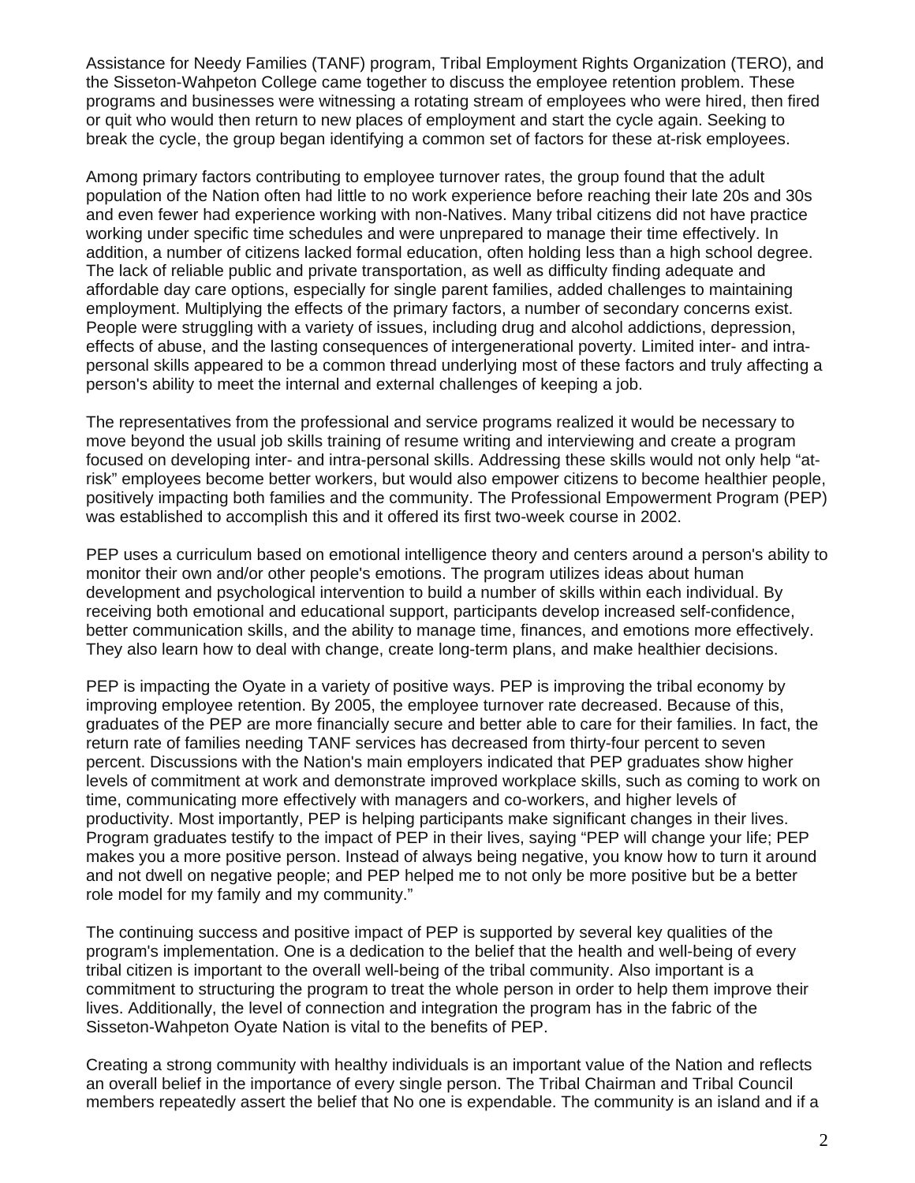Assistance for Needy Families (TANF) program, Tribal Employment Rights Organization (TERO), and the Sisseton-Wahpeton College came together to discuss the employee retention problem. These programs and businesses were witnessing a rotating stream of employees who were hired, then fired or quit who would then return to new places of employment and start the cycle again. Seeking to break the cycle, the group began identifying a common set of factors for these at-risk employees.

Among primary factors contributing to employee turnover rates, the group found that the adult population of the Nation often had little to no work experience before reaching their late 20s and 30s and even fewer had experience working with non-Natives. Many tribal citizens did not have practice working under specific time schedules and were unprepared to manage their time effectively. In addition, a number of citizens lacked formal education, often holding less than a high school degree. The lack of reliable public and private transportation, as well as difficulty finding adequate and affordable day care options, especially for single parent families, added challenges to maintaining employment. Multiplying the effects of the primary factors, a number of secondary concerns exist. People were struggling with a variety of issues, including drug and alcohol addictions, depression, effects of abuse, and the lasting consequences of intergenerational poverty. Limited inter- and intra-personal skills appeared to be a common thread underlying most of these factors and truly affecting a person's ability to meet the internal and external challenges of keeping a job.

The representatives from the professional and service programs realized it would be necessary to move beyond the usual job skills training of resume writing and interviewing and create a program focused on developing inter- and intra-personal skills. Addressing these skills would not only help "at-risk" employees become better workers, but would also empower citizens to become healthier people, positively impacting both families and the community. The Professional Empowerment Program (PEP) was established to accomplish this and it offered its first two-week course in 2002.

PEP uses a curriculum based on emotional intelligence theory and centers around a person's ability to monitor their own and/or other people's emotions. The program utilizes ideas about human development and psychological intervention to build a number of skills within each individual. By receiving both emotional and educational support, participants develop increased self-confidence, better communication skills, and the ability to manage time, finances, and emotions more effectively. They also learn how to deal with change, create long-term plans, and make healthier decisions.

PEP is impacting the Oyate in a variety of positive ways. PEP is improving the tribal economy by improving employee retention. By 2005, the employee turnover rate decreased. Because of this, graduates of the PEP are more financially secure and better able to care for their families. In fact, the return rate of families needing TANF services has decreased from thirty-four percent to seven percent. Discussions with the Nation's main employers indicated that PEP graduates show higher levels of commitment at work and demonstrate improved workplace skills, such as coming to work on time, communicating more effectively with managers and co-workers, and higher levels of productivity. Most importantly, PEP is helping participants make significant changes in their lives. Program graduates testify to the impact of PEP in their lives, saying "PEP will change your life; PEP makes you a more positive person. Instead of always being negative, you know how to turn it around and not dwell on negative people; and PEP helped me to not only be more positive but be a better role model for my family and my community."

The continuing success and positive impact of PEP is supported by several key qualities of the program's implementation. One is a dedication to the belief that the health and well-being of every tribal citizen is important to the overall well-being of the tribal community. Also important is a commitment to structuring the program to treat the whole person in order to help them improve their lives. Additionally, the level of connection and integration the program has in the fabric of the Sisseton-Wahpeton Oyate Nation is vital to the benefits of PEP.

Creating a strong community with healthy individuals is an important value of the Nation and reflects an overall belief in the importance of every single person. The Tribal Chairman and Tribal Council members repeatedly assert the belief that No one is expendable. The community is an island and if a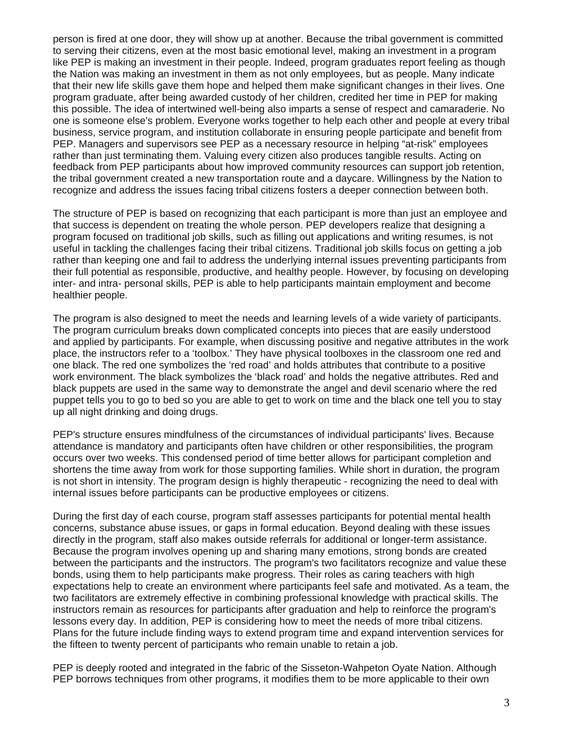person is fired at one door, they will show up at another. Because the tribal government is committed to serving their citizens, even at the most basic emotional level, making an investment in a program like PEP is making an investment in their people. Indeed, program graduates report feeling as though the Nation was making an investment in them as not only employees, but as people. Many indicate that their new life skills gave them hope and helped them make significant changes in their lives. One program graduate, after being awarded custody of her children, credited her time in PEP for making this possible. The idea of intertwined well-being also imparts a sense of respect and camaraderie. No one is someone else's problem. Everyone works together to help each other and people at every tribal business, service program, and institution collaborate in ensuring people participate and benefit from PEP. Managers and supervisors see PEP as a necessary resource in helping "at-risk" employees rather than just terminating them. Valuing every citizen also produces tangible results. Acting on feedback from PEP participants about how improved community resources can support job retention, the tribal government created a new transportation route and a daycare. Willingness by the Nation to recognize and address the issues facing tribal citizens fosters a deeper connection between both.

The structure of PEP is based on recognizing that each participant is more than just an employee and that success is dependent on treating the whole person. PEP developers realize that designing a program focused on traditional job skills, such as filling out applications and writing resumes, is not useful in tackling the challenges facing their tribal citizens. Traditional job skills focus on getting a job rather than keeping one and fail to address the underlying internal issues preventing participants from their full potential as responsible, productive, and healthy people. However, by focusing on developing inter- and intra- personal skills, PEP is able to help participants maintain employment and become healthier people.

The program is also designed to meet the needs and learning levels of a wide variety of participants. The program curriculum breaks down complicated concepts into pieces that are easily understood and applied by participants. For example, when discussing positive and negative attributes in the work place, the instructors refer to a 'toolbox.' They have physical toolboxes in the classroom one red and one black. The red one symbolizes the 'red road' and holds attributes that contribute to a positive work environment. The black symbolizes the 'black road' and holds the negative attributes. Red and black puppets are used in the same way to demonstrate the angel and devil scenario where the red puppet tells you to go to bed so you are able to get to work on time and the black one tell you to stay up all night drinking and doing drugs.

PEP's structure ensures mindfulness of the circumstances of individual participants' lives. Because attendance is mandatory and participants often have children or other responsibilities, the program occurs over two weeks. This condensed period of time better allows for participant completion and shortens the time away from work for those supporting families. While short in duration, the program is not short in intensity. The program design is highly therapeutic - recognizing the need to deal with internal issues before participants can be productive employees or citizens.

During the first day of each course, program staff assesses participants for potential mental health concerns, substance abuse issues, or gaps in formal education. Beyond dealing with these issues directly in the program, staff also makes outside referrals for additional or longer-term assistance. Because the program involves opening up and sharing many emotions, strong bonds are created between the participants and the instructors. The program's two facilitators recognize and value these bonds, using them to help participants make progress. Their roles as caring teachers with high expectations help to create an environment where participants feel safe and motivated. As a team, the two facilitators are extremely effective in combining professional knowledge with practical skills. The instructors remain as resources for participants after graduation and help to reinforce the program's lessons every day. In addition, PEP is considering how to meet the needs of more tribal citizens. Plans for the future include finding ways to extend program time and expand intervention services for the fifteen to twenty percent of participants who remain unable to retain a job.

PEP is deeply rooted and integrated in the fabric of the Sisseton-Wahpeton Oyate Nation. Although PEP borrows techniques from other programs, it modifies them to be more applicable to their own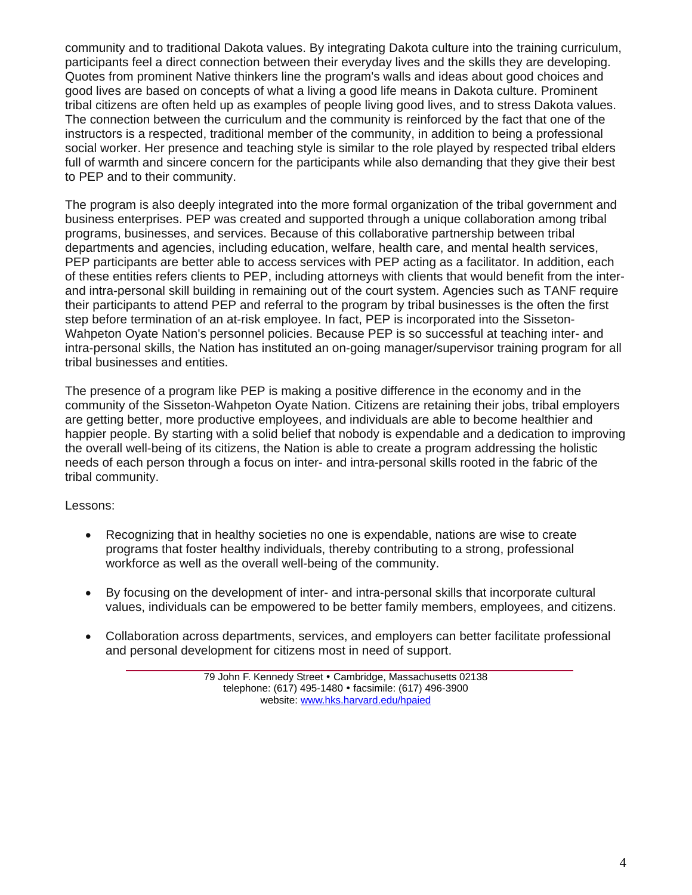community and to traditional Dakota values. By integrating Dakota culture into the training curriculum, participants feel a direct connection between their everyday lives and the skills they are developing. Quotes from prominent Native thinkers line the program's walls and ideas about good choices and good lives are based on concepts of what a living a good life means in Dakota culture. Prominent tribal citizens are often held up as examples of people living good lives, and to stress Dakota values. The connection between the curriculum and the community is reinforced by the fact that one of the instructors is a respected, traditional member of the community, in addition to being a professional social worker. Her presence and teaching style is similar to the role played by respected tribal elders full of warmth and sincere concern for the participants while also demanding that they give their best to PEP and to their community.

The program is also deeply integrated into the more formal organization of the tribal government and business enterprises. PEP was created and supported through a unique collaboration among tribal programs, businesses, and services. Because of this collaborative partnership between tribal departments and agencies, including education, welfare, health care, and mental health services, PEP participants are better able to access services with PEP acting as a facilitator. In addition, each of these entities refers clients to PEP, including attorneys with clients that would benefit from the inter- and intra-personal skill building in remaining out of the court system. Agencies such as TANF require their participants to attend PEP and referral to the program by tribal businesses is the often the first step before termination of an at-risk employee. In fact, PEP is incorporated into the Sisseton-Wahpeton Oyate Nation's personnel policies. Because PEP is so successful at teaching inter- and intra-personal skills, the Nation has instituted an on-going manager/supervisor training program for all tribal businesses and entities.

The presence of a program like PEP is making a positive difference in the economy and in the community of the Sisseton-Wahpeton Oyate Nation. Citizens are retaining their jobs, tribal employers are getting better, more productive employees, and individuals are able to become healthier and happier people. By starting with a solid belief that nobody is expendable and a dedication to improving the overall well-being of its citizens, the Nation is able to create a program addressing the holistic needs of each person through a focus on inter- and intra-personal skills rooted in the fabric of the tribal community.

Lessons:

- Recognizing that in healthy societies no one is expendable, nations are wise to create programs that foster healthy individuals, thereby contributing to a strong, professional workforce as well as the overall well-being of the community.
- By focusing on the development of inter- and intra-personal skills that incorporate cultural values, individuals can be empowered to be better family members, employees, and citizens.
- Collaboration across departments, services, and employers can better facilitate professional and personal development for citizens most in need of support.

79 John F. Kennedy Street • Cambridge, Massachusetts 02138
telephone: (617) 495-1480 • facsimile: (617) 496-3900
website: www.hks.harvard.edu/hpaied